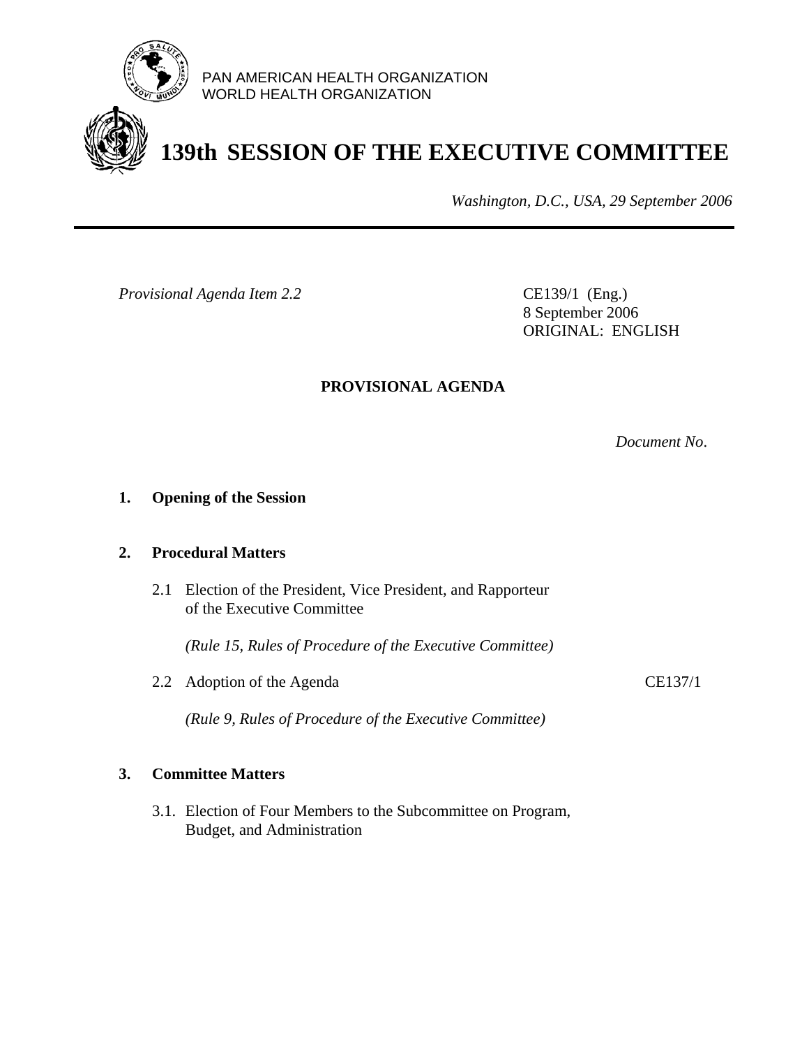PAN AMERICAN HEALTH ORGANIZATION
WORLD HEALTH ORGANIZATION

# 139th SESSION OF THE EXECUTIVE COMMITTEE

*Washington, D.C., USA, 29 September 2006*

---

*Provisional Agenda Item 2.2*

CE139/1 (Eng.)
8 September 2006
ORIGINAL: ENGLISH

## PROVISIONAL AGENDA

*Document No.*

**1. Opening of the Session**

**2. Procedural Matters**

2.1 Election of the President, Vice President, and Rapporteur of the Executive Committee

*(Rule 15, Rules of Procedure of the Executive Committee)*

2.2 Adoption of the Agenda — CE137/1

*(Rule 9, Rules of Procedure of the Executive Committee)*

**3. Committee Matters**

3.1. Election of Four Members to the Subcommittee on Program, Budget, and Administration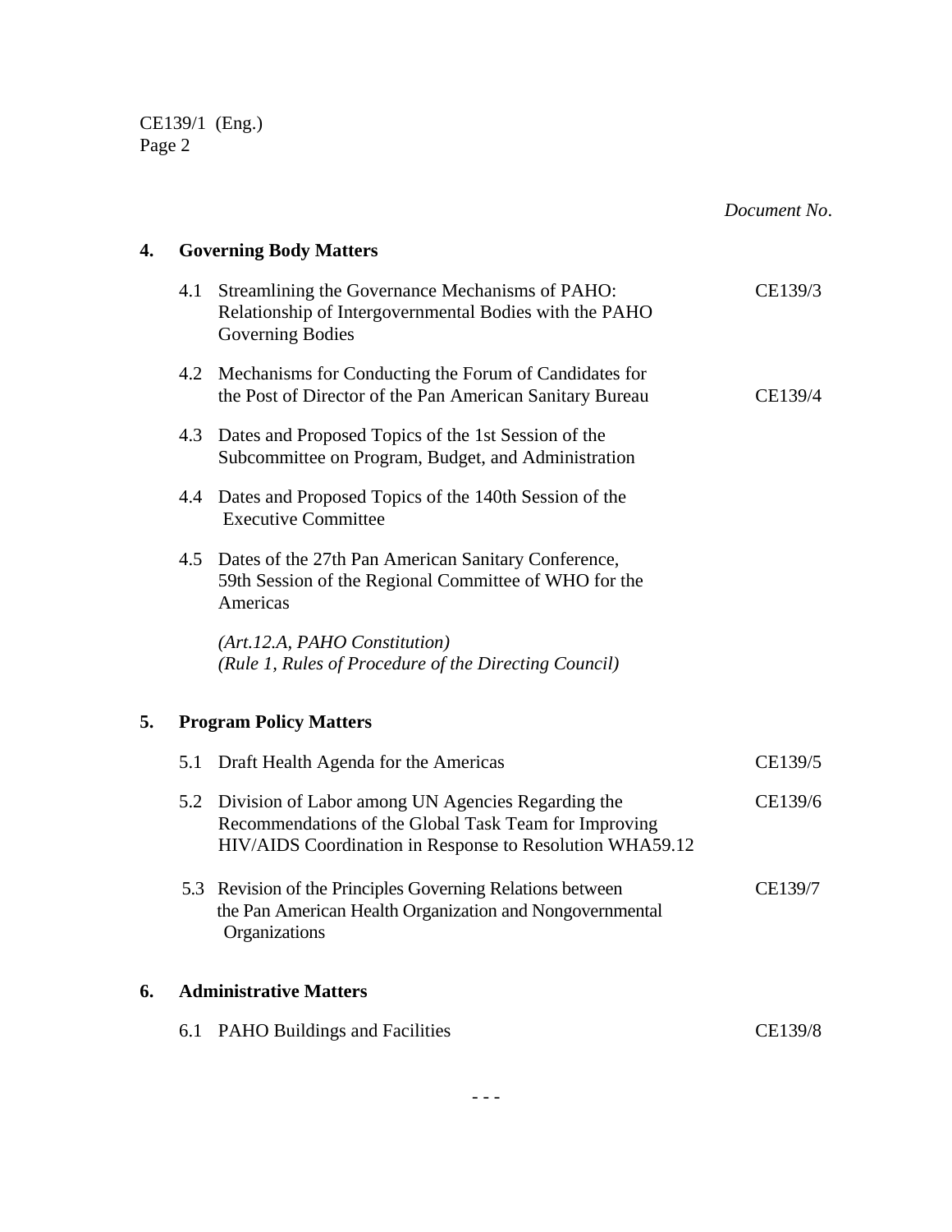*Document No.*

## 4. Governing Body Matters

| | | |
|---|---|---|
| 4.1 | Streamlining the Governance Mechanisms of PAHO: Relationship of Intergovernmental Bodies with the PAHO Governing Bodies | CE139/3 |
| 4.2 | Mechanisms for Conducting the Forum of Candidates for the Post of Director of the Pan American Sanitary Bureau | CE139/4 |
| 4.3 | Dates and Proposed Topics of the 1st Session of the Subcommittee on Program, Budget, and Administration | |
| 4.4 | Dates and Proposed Topics of the 140th Session of the Executive Committee | |
| 4.5 | Dates of the 27th Pan American Sanitary Conference, 59th Session of the Regional Committee of WHO for the Americas<br><br>*(Art.12.A, PAHO Constitution)*<br>*(Rule 1, Rules of Procedure of the Directing Council)* | |

## 5. Program Policy Matters

| | | |
|---|---|---|
| 5.1 | Draft Health Agenda for the Americas | CE139/5 |
| 5.2 | Division of Labor among UN Agencies Regarding the Recommendations of the Global Task Team for Improving HIV/AIDS Coordination in Response to Resolution WHA59.12 | CE139/6 |
| 5.3 | Revision of the Principles Governing Relations between the Pan American Health Organization and Nongovernmental Organizations | CE139/7 |

## 6. Administrative Matters

| | | |
|---|---|---|
| 6.1 | PAHO Buildings and Facilities | CE139/8 |

- - -